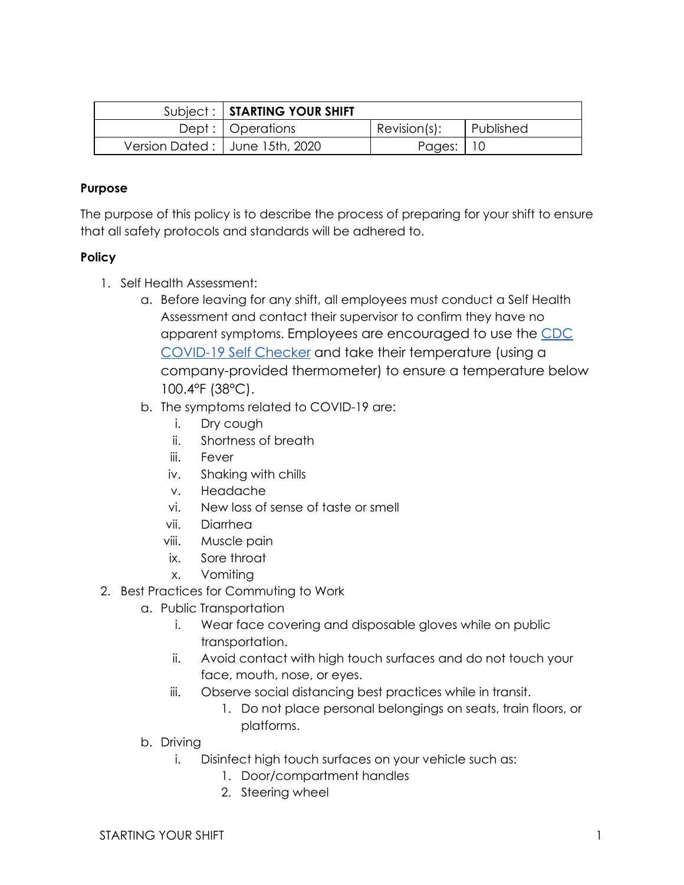| Subject : | **STARTING YOUR SHIFT** | | |
|---|---|---|---|
| Dept : | Operations | Revision(s): | Published |
| Version Dated : | June 15th, 2020 | Pages: | 10 |

**Purpose**

The purpose of this policy is to describe the process of preparing for your shift to ensure that all safety protocols and standards will be adhered to.

**Policy**

1. Self Health Assessment:
   a. Before leaving for any shift, all employees must conduct a Self Health Assessment and contact their supervisor to confirm they have no apparent symptoms. Employees are encouraged to use the [CDC COVID-19 Self Checker]() and take their temperature (using a company-provided thermometer) to ensure a temperature below 100.4°F (38°C).
   b. The symptoms related to COVID-19 are:
      i. Dry cough
      ii. Shortness of breath
      iii. Fever
      iv. Shaking with chills
      v. Headache
      vi. New loss of sense of taste or smell
      vii. Diarrhea
      viii. Muscle pain
      ix. Sore throat
      x. Vomiting
2. Best Practices for Commuting to Work
   a. Public Transportation
      i. Wear face covering and disposable gloves while on public transportation.
      ii. Avoid contact with high touch surfaces and do not touch your face, mouth, nose, or eyes.
      iii. Observe social distancing best practices while in transit.
         1. Do not place personal belongings on seats, train floors, or platforms.
   b. Driving
      i. Disinfect high touch surfaces on your vehicle such as:
         1. Door/compartment handles
         2. Steering wheel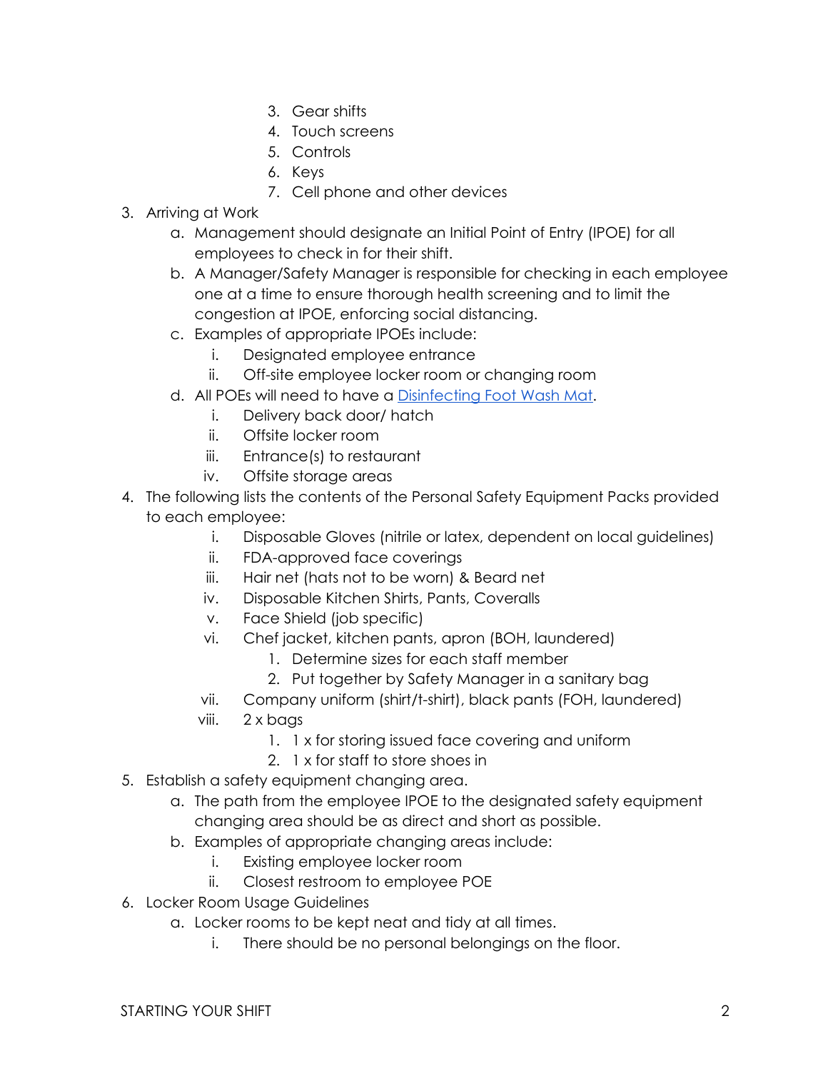3. Gear shifts
        4. Touch screens
        5. Controls
        6. Keys
        7. Cell phone and other devices

3. Arriving at Work
    a. Management should designate an Initial Point of Entry (IPOE) for all employees to check in for their shift.
    b. A Manager/Safety Manager is responsible for checking in each employee one at a time to ensure thorough health screening and to limit the congestion at IPOE, enforcing social distancing.
    c. Examples of appropriate IPOEs include:
        i. Designated employee entrance
        ii. Off-site employee locker room or changing room
    d. All POEs will need to have a [Disinfecting Foot Wash Mat](#).
        i. Delivery back door/ hatch
        ii. Offsite locker room
        iii. Entrance(s) to restaurant
        iv. Offsite storage areas
4. The following lists the contents of the Personal Safety Equipment Packs provided to each employee:
    i. Disposable Gloves (nitrile or latex, dependent on local guidelines)
    ii. FDA-approved face coverings
    iii. Hair net (hats not to be worn) & Beard net
    iv. Disposable Kitchen Shirts, Pants, Coveralls
    v. Face Shield (job specific)
    vi. Chef jacket, kitchen pants, apron (BOH, laundered)
        1. Determine sizes for each staff member
        2. Put together by Safety Manager in a sanitary bag
    vii. Company uniform (shirt/t-shirt), black pants (FOH, laundered)
    viii. 2 x bags
        1. 1 x for storing issued face covering and uniform
        2. 1 x for staff to store shoes in
5. Establish a safety equipment changing area.
    a. The path from the employee IPOE to the designated safety equipment changing area should be as direct and short as possible.
    b. Examples of appropriate changing areas include:
        i. Existing employee locker room
        ii. Closest restroom to employee POE
6. Locker Room Usage Guidelines
    a. Locker rooms to be kept neat and tidy at all times.
        i. There should be no personal belongings on the floor.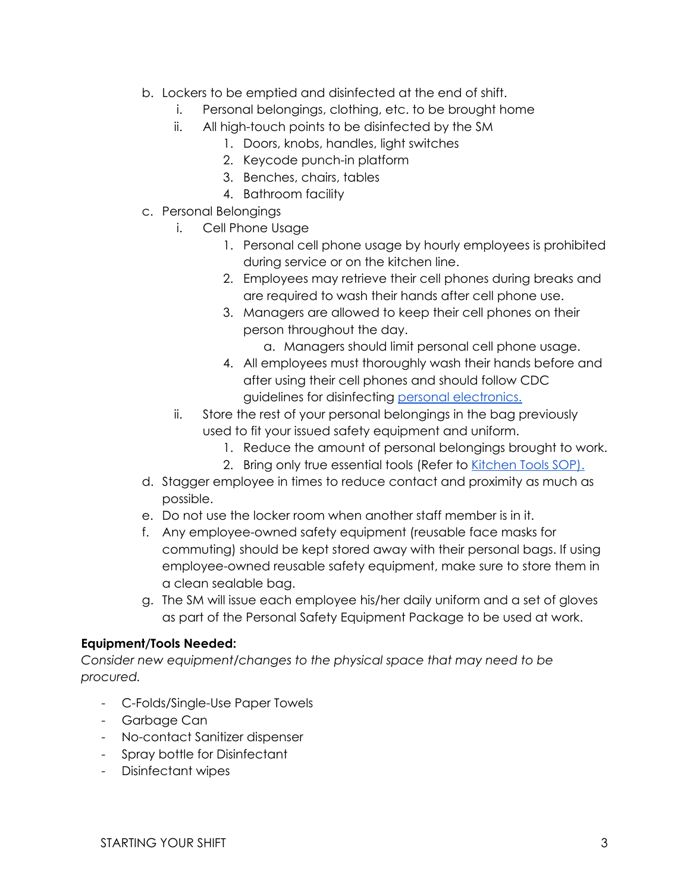b. Lockers to be emptied and disinfected at the end of shift.
    i. Personal belongings, clothing, etc. to be brought home
    ii. All high-touch points to be disinfected by the SM
        1. Doors, knobs, handles, light switches
        2. Keycode punch-in platform
        3. Benches, chairs, tables
        4. Bathroom facility

c. Personal Belongings
    i. Cell Phone Usage
        1. Personal cell phone usage by hourly employees is prohibited during service or on the kitchen line.
        2. Employees may retrieve their cell phones during breaks and are required to wash their hands after cell phone use.
        3. Managers are allowed to keep their cell phones on their person throughout the day.
            a. Managers should limit personal cell phone usage.
        4. All employees must thoroughly wash their hands before and after using their cell phones and should follow CDC guidelines for disinfecting [personal electronics.]
    ii. Store the rest of your personal belongings in the bag previously used to fit your issued safety equipment and uniform.
        1. Reduce the amount of personal belongings brought to work.
        2. Bring only true essential tools (Refer to [Kitchen Tools SOP).]

d. Stagger employee in times to reduce contact and proximity as much as possible.

e. Do not use the locker room when another staff member is in it.

f. Any employee-owned safety equipment (reusable face masks for commuting) should be kept stored away with their personal bags. If using employee-owned reusable safety equipment, make sure to store them in a clean sealable bag.

g. The SM will issue each employee his/her daily uniform and a set of gloves as part of the Personal Safety Equipment Package to be used at work.

**Equipment/Tools Needed:**

*Consider new equipment/changes to the physical space that may need to be procured.*

- C-Folds/Single-Use Paper Towels
- Garbage Can
- No-contact Sanitizer dispenser
- Spray bottle for Disinfectant
- Disinfectant wipes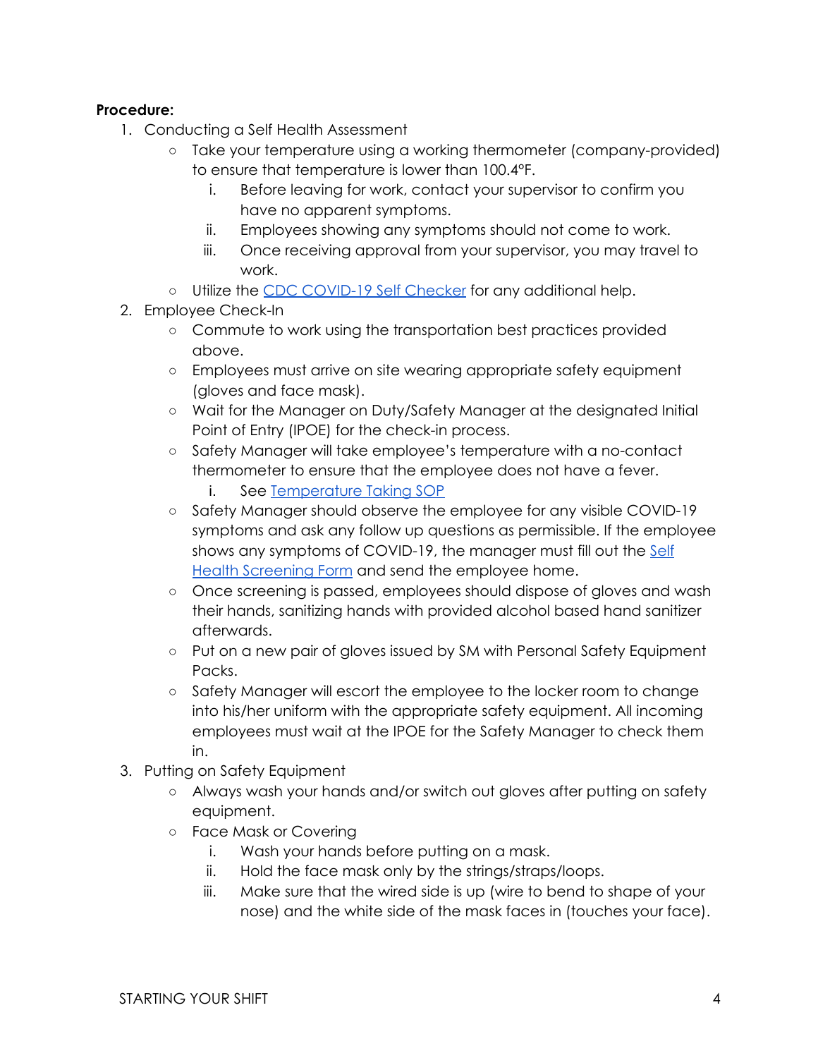**Procedure:**

1. Conducting a Self Health Assessment
    - Take your temperature using a working thermometer (company-provided) to ensure that temperature is lower than 100.4°F.
        i. Before leaving for work, contact your supervisor to confirm you have no apparent symptoms.
        ii. Employees showing any symptoms should not come to work.
        iii. Once receiving approval from your supervisor, you may travel to work.
    - Utilize the [CDC COVID-19 Self Checker]() for any additional help.
2. Employee Check-In
    - Commute to work using the transportation best practices provided above.
    - Employees must arrive on site wearing appropriate safety equipment (gloves and face mask).
    - Wait for the Manager on Duty/Safety Manager at the designated Initial Point of Entry (IPOE) for the check-in process.
    - Safety Manager will take employee's temperature with a no-contact thermometer to ensure that the employee does not have a fever.
        i. See [Temperature Taking SOP]()
    - Safety Manager should observe the employee for any visible COVID-19 symptoms and ask any follow up questions as permissible. If the employee shows any symptoms of COVID-19, the manager must fill out the [Self Health Screening Form]() and send the employee home.
    - Once screening is passed, employees should dispose of gloves and wash their hands, sanitizing hands with provided alcohol based hand sanitizer afterwards.
    - Put on a new pair of gloves issued by SM with Personal Safety Equipment Packs.
    - Safety Manager will escort the employee to the locker room to change into his/her uniform with the appropriate safety equipment. All incoming employees must wait at the IPOE for the Safety Manager to check them in.
3. Putting on Safety Equipment
    - Always wash your hands and/or switch out gloves after putting on safety equipment.
    - Face Mask or Covering
        i. Wash your hands before putting on a mask.
        ii. Hold the face mask only by the strings/straps/loops.
        iii. Make sure that the wired side is up (wire to bend to shape of your nose) and the white side of the mask faces in (touches your face).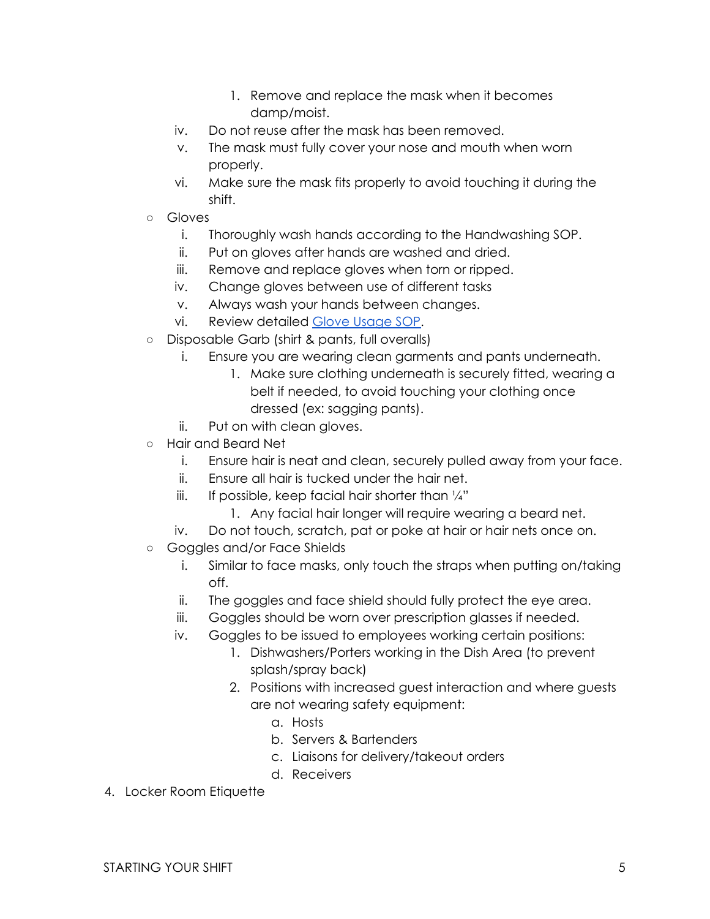1. Remove and replace the mask when it becomes damp/moist.
        iv. Do not reuse after the mask has been removed.
        v. The mask must fully cover your nose and mouth when worn properly.
        vi. Make sure the mask fits properly to avoid touching it during the shift.
    - Gloves
        i. Thoroughly wash hands according to the Handwashing SOP.
        ii. Put on gloves after hands are washed and dried.
        iii. Remove and replace gloves when torn or ripped.
        iv. Change gloves between use of different tasks
        v. Always wash your hands between changes.
        vi. Review detailed [Glove Usage SOP](#).
    - Disposable Garb (shirt & pants, full overalls)
        i. Ensure you are wearing clean garments and pants underneath.
            1. Make sure clothing underneath is securely fitted, wearing a belt if needed, to avoid touching your clothing once dressed (ex: sagging pants).
        ii. Put on with clean gloves.
    - Hair and Beard Net
        i. Ensure hair is neat and clean, securely pulled away from your face.
        ii. Ensure all hair is tucked under the hair net.
        iii. If possible, keep facial hair shorter than ¼"
            1. Any facial hair longer will require wearing a beard net.
        iv. Do not touch, scratch, pat or poke at hair or hair nets once on.
    - Goggles and/or Face Shields
        i. Similar to face masks, only touch the straps when putting on/taking off.
        ii. The goggles and face shield should fully protect the eye area.
        iii. Goggles should be worn over prescription glasses if needed.
        iv. Goggles to be issued to employees working certain positions:
            1. Dishwashers/Porters working in the Dish Area (to prevent splash/spray back)
            2. Positions with increased guest interaction and where guests are not wearing safety equipment:
                a. Hosts
                b. Servers & Bartenders
                c. Liaisons for delivery/takeout orders
                d. Receivers

4. Locker Room Etiquette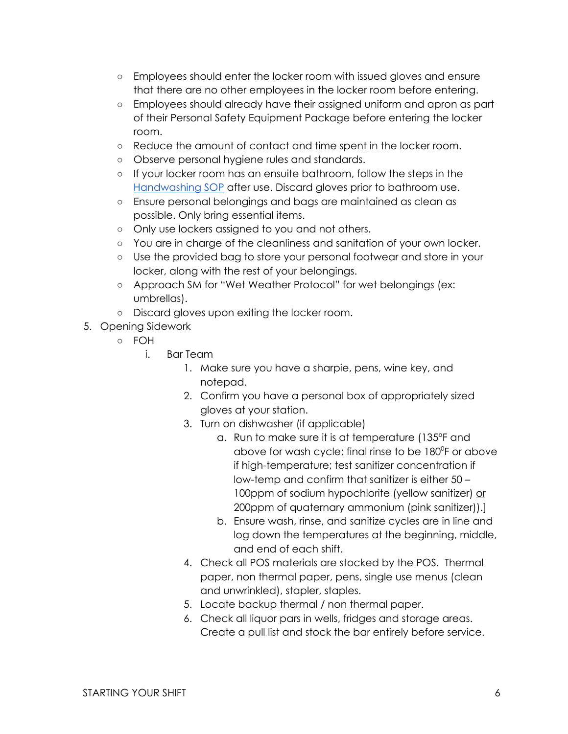- Employees should enter the locker room with issued gloves and ensure that there are no other employees in the locker room before entering.
- Employees should already have their assigned uniform and apron as part of their Personal Safety Equipment Package before entering the locker room.
- Reduce the amount of contact and time spent in the locker room.
- Observe personal hygiene rules and standards.
- If your locker room has an ensuite bathroom, follow the steps in the Handwashing SOP after use. Discard gloves prior to bathroom use.
- Ensure personal belongings and bags are maintained as clean as possible. Only bring essential items.
- Only use lockers assigned to you and not others.
- You are in charge of the cleanliness and sanitation of your own locker.
- Use the provided bag to store your personal footwear and store in your locker, along with the rest of your belongings.
- Approach SM for "Wet Weather Protocol" for wet belongings (ex: umbrellas).
- Discard gloves upon exiting the locker room.

5. Opening Sidework
   - FOH
     i. Bar Team
        1. Make sure you have a sharpie, pens, wine key, and notepad.
        2. Confirm you have a personal box of appropriately sized gloves at your station.
        3. Turn on dishwasher (if applicable)
           a. Run to make sure it is at temperature (135°F and above for wash cycle; final rinse to be 180$^0$F or above if high-temperature; test sanitizer concentration if low-temp and confirm that sanitizer is either 50 – 100ppm of sodium hypochlorite (yellow sanitizer) or 200ppm of quaternary ammonium (pink sanitizer)).]
           b. Ensure wash, rinse, and sanitize cycles are in line and log down the temperatures at the beginning, middle, and end of each shift.
        4. Check all POS materials are stocked by the POS. Thermal paper, non thermal paper, pens, single use menus (clean and unwrinkled), stapler, staples.
        5. Locate backup thermal / non thermal paper.
        6. Check all liquor pars in wells, fridges and storage areas. Create a pull list and stock the bar entirely before service.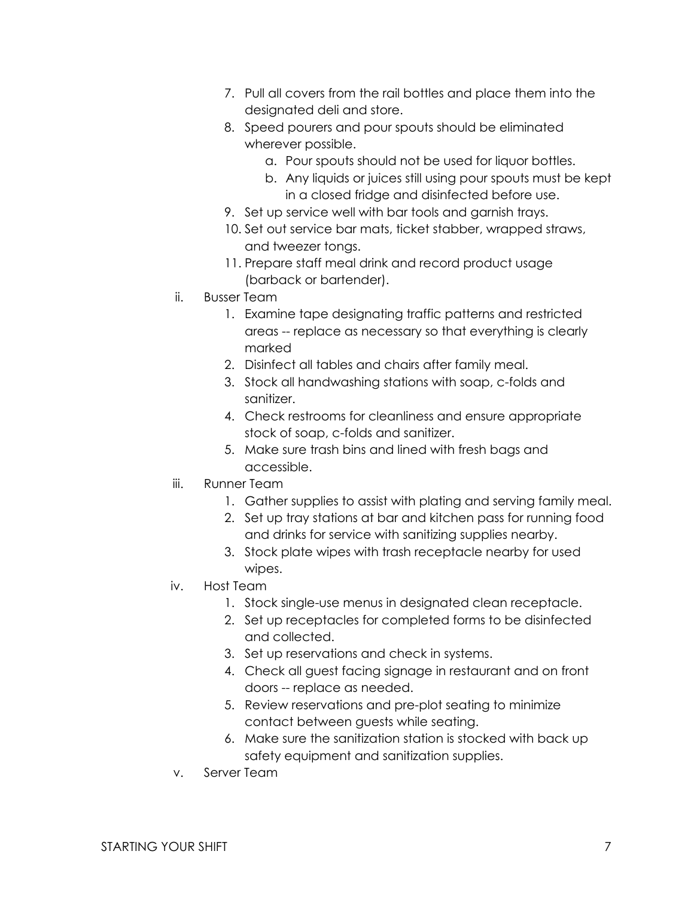7. Pull all covers from the rail bottles and place them into the designated deli and store.
8. Speed pourers and pour spouts should be eliminated wherever possible.
    a. Pour spouts should not be used for liquor bottles.
    b. Any liquids or juices still using pour spouts must be kept in a closed fridge and disinfected before use.
9. Set up service well with bar tools and garnish trays.
10. Set out service bar mats, ticket stabber, wrapped straws, and tweezer tongs.
11. Prepare staff meal drink and record product usage (barback or bartender).

ii. Busser Team
1. Examine tape designating traffic patterns and restricted areas -- replace as necessary so that everything is clearly marked
2. Disinfect all tables and chairs after family meal.
3. Stock all handwashing stations with soap, c-folds and sanitizer.
4. Check restrooms for cleanliness and ensure appropriate stock of soap, c-folds and sanitizer.
5. Make sure trash bins and lined with fresh bags and accessible.

iii. Runner Team
1. Gather supplies to assist with plating and serving family meal.
2. Set up tray stations at bar and kitchen pass for running food and drinks for service with sanitizing supplies nearby.
3. Stock plate wipes with trash receptacle nearby for used wipes.

iv. Host Team
1. Stock single-use menus in designated clean receptacle.
2. Set up receptacles for completed forms to be disinfected and collected.
3. Set up reservations and check in systems.
4. Check all guest facing signage in restaurant and on front doors -- replace as needed.
5. Review reservations and pre-plot seating to minimize contact between guests while seating.
6. Make sure the sanitization station is stocked with back up safety equipment and sanitization supplies.

v. Server Team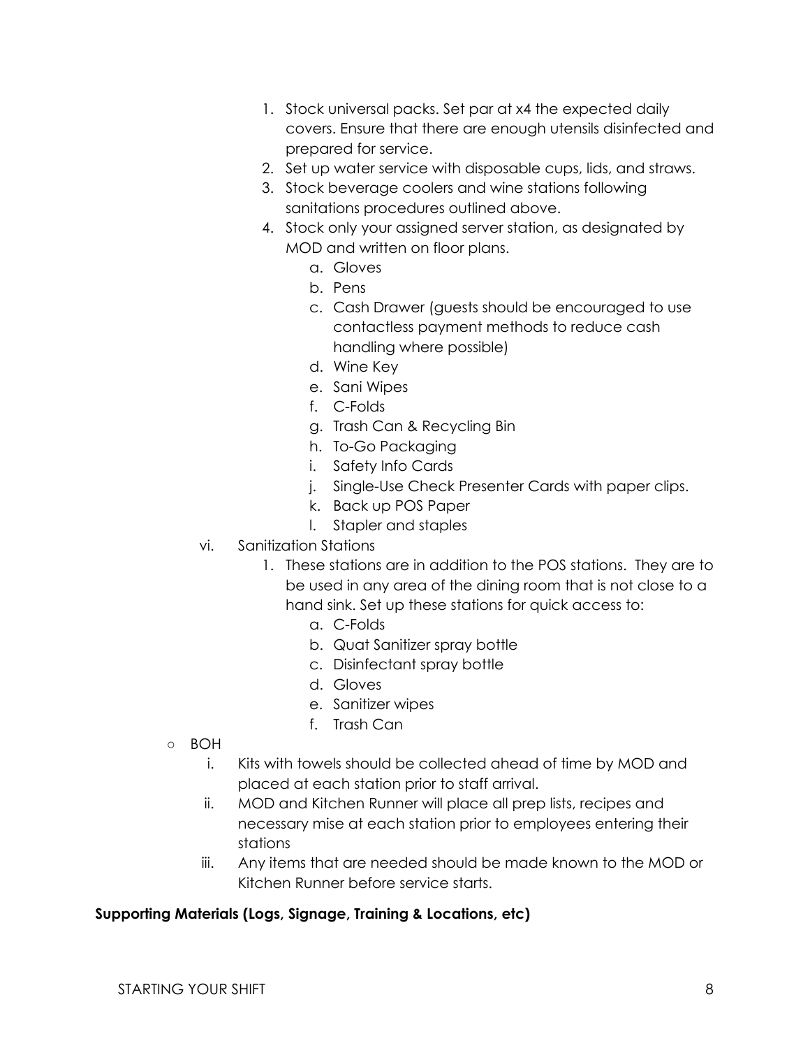1. Stock universal packs. Set par at x4 the expected daily covers. Ensure that there are enough utensils disinfected and prepared for service.
2. Set up water service with disposable cups, lids, and straws.
3. Stock beverage coolers and wine stations following sanitations procedures outlined above.
4. Stock only your assigned server station, as designated by MOD and written on floor plans.
    a. Gloves
    b. Pens
    c. Cash Drawer (guests should be encouraged to use contactless payment methods to reduce cash handling where possible)
    d. Wine Key
    e. Sani Wipes
    f. C-Folds
    g. Trash Can & Recycling Bin
    h. To-Go Packaging
    i. Safety Info Cards
    j. Single-Use Check Presenter Cards with paper clips.
    k. Back up POS Paper
    l. Stapler and staples

vi. Sanitization Stations

1. These stations are in addition to the POS stations. They are to be used in any area of the dining room that is not close to a hand sink. Set up these stations for quick access to:
    a. C-Folds
    b. Quat Sanitizer spray bottle
    c. Disinfectant spray bottle
    d. Gloves
    e. Sanitizer wipes
    f. Trash Can

- BOH
    i. Kits with towels should be collected ahead of time by MOD and placed at each station prior to staff arrival.
    ii. MOD and Kitchen Runner will place all prep lists, recipes and necessary mise at each station prior to employees entering their stations
    iii. Any items that are needed should be made known to the MOD or Kitchen Runner before service starts.

**Supporting Materials (Logs, Signage, Training & Locations, etc)**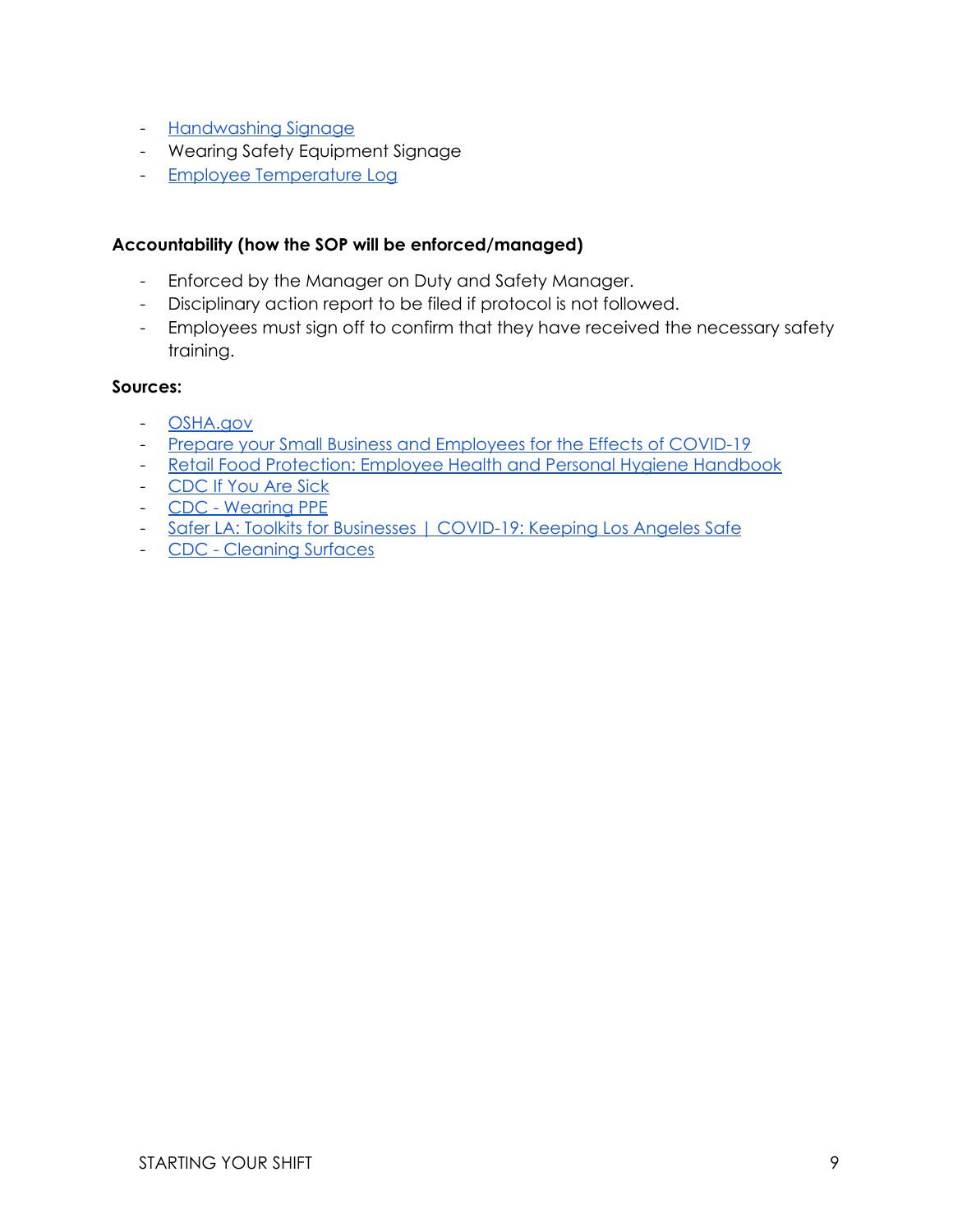- Handwashing Signage
- Wearing Safety Equipment Signage
- Employee Temperature Log

**Accountability (how the SOP will be enforced/managed)**

- Enforced by the Manager on Duty and Safety Manager.
- Disciplinary action report to be filed if protocol is not followed.
- Employees must sign off to confirm that they have received the necessary safety training.

**Sources:**

- OSHA.gov
- Prepare your Small Business and Employees for the Effects of COVID-19
- Retail Food Protection: Employee Health and Personal Hygiene Handbook
- CDC If You Are Sick
- CDC - Wearing PPE
- Safer LA: Toolkits for Businesses | COVID-19: Keeping Los Angeles Safe
- CDC - Cleaning Surfaces